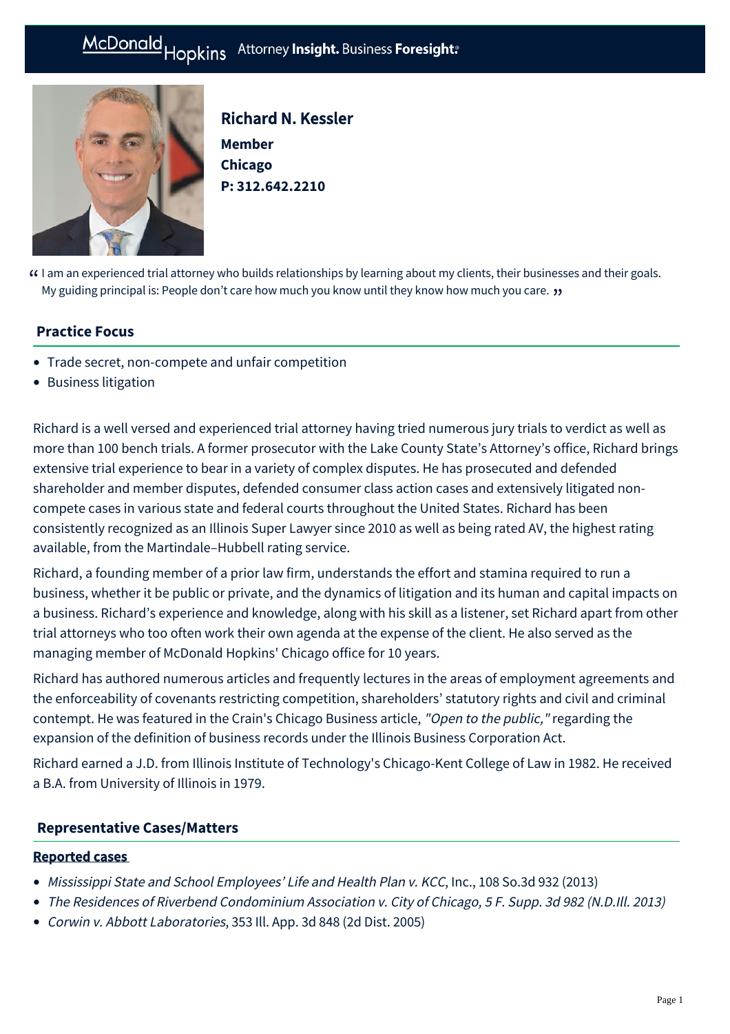McDonald Hopkins Attorney **Insight.** Business **Foresight.**

## Richard N. Kessler

**Member**
**Chicago**
**P: 312.642.2210**

> "I am an experienced trial attorney who builds relationships by learning about my clients, their businesses and their goals. My guiding principal is: People don't care how much you know until they know how much you care."

### Practice Focus

- Trade secret, non-compete and unfair competition
- Business litigation

Richard is a well versed and experienced trial attorney having tried numerous jury trials to verdict as well as more than 100 bench trials. A former prosecutor with the Lake County State's Attorney's office, Richard brings extensive trial experience to bear in a variety of complex disputes. He has prosecuted and defended shareholder and member disputes, defended consumer class action cases and extensively litigated non-compete cases in various state and federal courts throughout the United States. Richard has been consistently recognized as an Illinois Super Lawyer since 2010 as well as being rated AV, the highest rating available, from the Martindale–Hubbell rating service.

Richard, a founding member of a prior law firm, understands the effort and stamina required to run a business, whether it be public or private, and the dynamics of litigation and its human and capital impacts on a business. Richard's experience and knowledge, along with his skill as a listener, set Richard apart from other trial attorneys who too often work their own agenda at the expense of the client. He also served as the managing member of McDonald Hopkins' Chicago office for 10 years.

Richard has authored numerous articles and frequently lectures in the areas of employment agreements and the enforceability of covenants restricting competition, shareholders' statutory rights and civil and criminal contempt. He was featured in the Crain's Chicago Business article, *"Open to the public,"* regarding the expansion of the definition of business records under the Illinois Business Corporation Act.

Richard earned a J.D. from Illinois Institute of Technology's Chicago-Kent College of Law in 1982. He received a B.A. from University of Illinois in 1979.

### Representative Cases/Matters

**Reported cases**

- *Mississippi State and School Employees' Life and Health Plan v. KCC*, Inc., 108 So.3d 932 (2013)
- *The Residences of Riverbend Condominium Association v. City of Chicago, 5 F. Supp. 3d 982 (N.D.Ill. 2013)*
- *Corwin v. Abbott Laboratories*, 353 Ill. App. 3d 848 (2d Dist. 2005)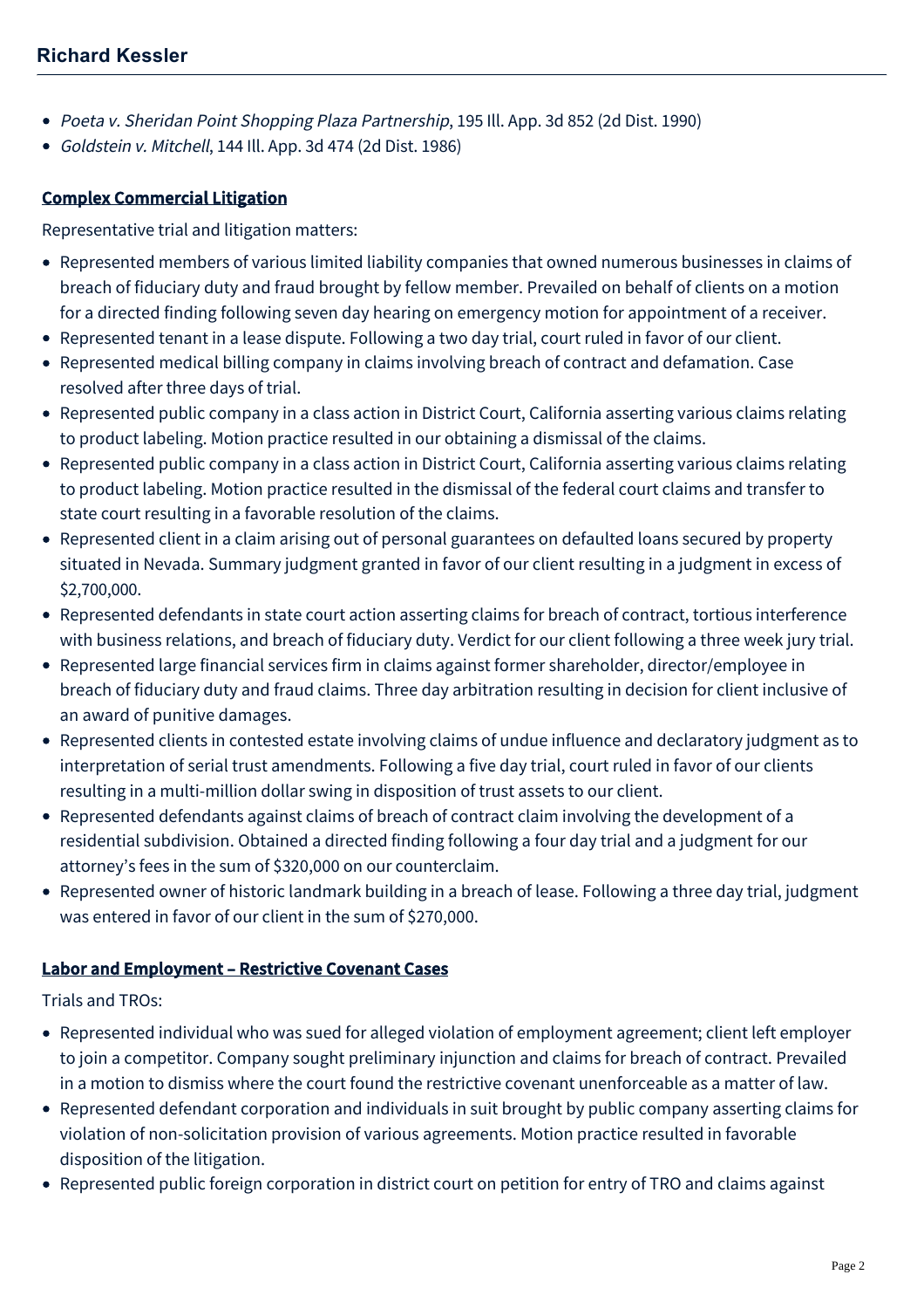- *Poeta v. Sheridan Point Shopping Plaza Partnership*, 195 Ill. App. 3d 852 (2d Dist. 1990)
- *Goldstein v. Mitchell*, 144 Ill. App. 3d 474 (2d Dist. 1986)

## Complex Commercial Litigation

Representative trial and litigation matters:

- Represented members of various limited liability companies that owned numerous businesses in claims of breach of fiduciary duty and fraud brought by fellow member. Prevailed on behalf of clients on a motion for a directed finding following seven day hearing on emergency motion for appointment of a receiver.
- Represented tenant in a lease dispute. Following a two day trial, court ruled in favor of our client.
- Represented medical billing company in claims involving breach of contract and defamation. Case resolved after three days of trial.
- Represented public company in a class action in District Court, California asserting various claims relating to product labeling. Motion practice resulted in our obtaining a dismissal of the claims.
- Represented public company in a class action in District Court, California asserting various claims relating to product labeling. Motion practice resulted in the dismissal of the federal court claims and transfer to state court resulting in a favorable resolution of the claims.
- Represented client in a claim arising out of personal guarantees on defaulted loans secured by property situated in Nevada. Summary judgment granted in favor of our client resulting in a judgment in excess of $2,700,000.
- Represented defendants in state court action asserting claims for breach of contract, tortious interference with business relations, and breach of fiduciary duty. Verdict for our client following a three week jury trial.
- Represented large financial services firm in claims against former shareholder, director/employee in breach of fiduciary duty and fraud claims. Three day arbitration resulting in decision for client inclusive of an award of punitive damages.
- Represented clients in contested estate involving claims of undue influence and declaratory judgment as to interpretation of serial trust amendments. Following a five day trial, court ruled in favor of our clients resulting in a multi-million dollar swing in disposition of trust assets to our client.
- Represented defendants against claims of breach of contract claim involving the development of a residential subdivision. Obtained a directed finding following a four day trial and a judgment for our attorney's fees in the sum of $320,000 on our counterclaim.
- Represented owner of historic landmark building in a breach of lease. Following a three day trial, judgment was entered in favor of our client in the sum of $270,000.

## Labor and Employment – Restrictive Covenant Cases

Trials and TROs:

- Represented individual who was sued for alleged violation of employment agreement; client left employer to join a competitor. Company sought preliminary injunction and claims for breach of contract. Prevailed in a motion to dismiss where the court found the restrictive covenant unenforceable as a matter of law.
- Represented defendant corporation and individuals in suit brought by public company asserting claims for violation of non-solicitation provision of various agreements. Motion practice resulted in favorable disposition of the litigation.
- Represented public foreign corporation in district court on petition for entry of TRO and claims against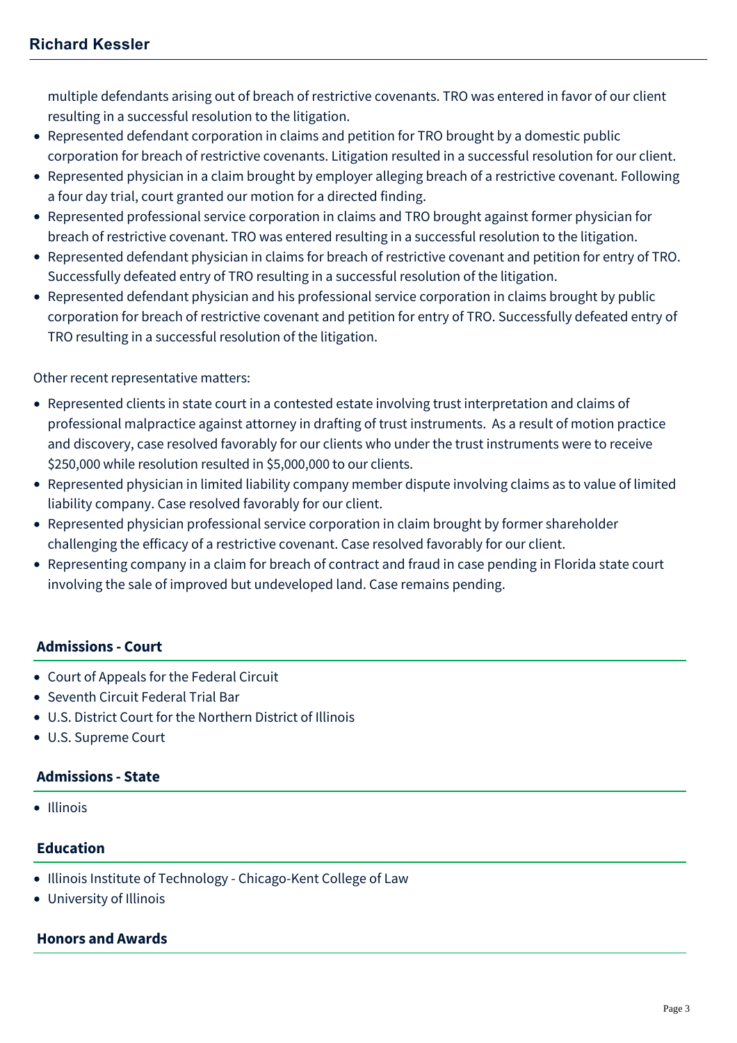multiple defendants arising out of breach of restrictive covenants. TRO was entered in favor of our client resulting in a successful resolution to the litigation.
- Represented defendant corporation in claims and petition for TRO brought by a domestic public corporation for breach of restrictive covenants. Litigation resulted in a successful resolution for our client.
- Represented physician in a claim brought by employer alleging breach of a restrictive covenant. Following a four day trial, court granted our motion for a directed finding.
- Represented professional service corporation in claims and TRO brought against former physician for breach of restrictive covenant. TRO was entered resulting in a successful resolution to the litigation.
- Represented defendant physician in claims for breach of restrictive covenant and petition for entry of TRO. Successfully defeated entry of TRO resulting in a successful resolution of the litigation.
- Represented defendant physician and his professional service corporation in claims brought by public corporation for breach of restrictive covenant and petition for entry of TRO. Successfully defeated entry of TRO resulting in a successful resolution of the litigation.

Other recent representative matters:

- Represented clients in state court in a contested estate involving trust interpretation and claims of professional malpractice against attorney in drafting of trust instruments. As a result of motion practice and discovery, case resolved favorably for our clients who under the trust instruments were to receive $250,000 while resolution resulted in $5,000,000 to our clients.
- Represented physician in limited liability company member dispute involving claims as to value of limited liability company. Case resolved favorably for our client.
- Represented physician professional service corporation in claim brought by former shareholder challenging the efficacy of a restrictive covenant. Case resolved favorably for our client.
- Representing company in a claim for breach of contract and fraud in case pending in Florida state court involving the sale of improved but undeveloped land. Case remains pending.

## Admissions - Court

- Court of Appeals for the Federal Circuit
- Seventh Circuit Federal Trial Bar
- U.S. District Court for the Northern District of Illinois
- U.S. Supreme Court

## Admissions - State

- Illinois

## Education

- Illinois Institute of Technology - Chicago-Kent College of Law
- University of Illinois

## Honors and Awards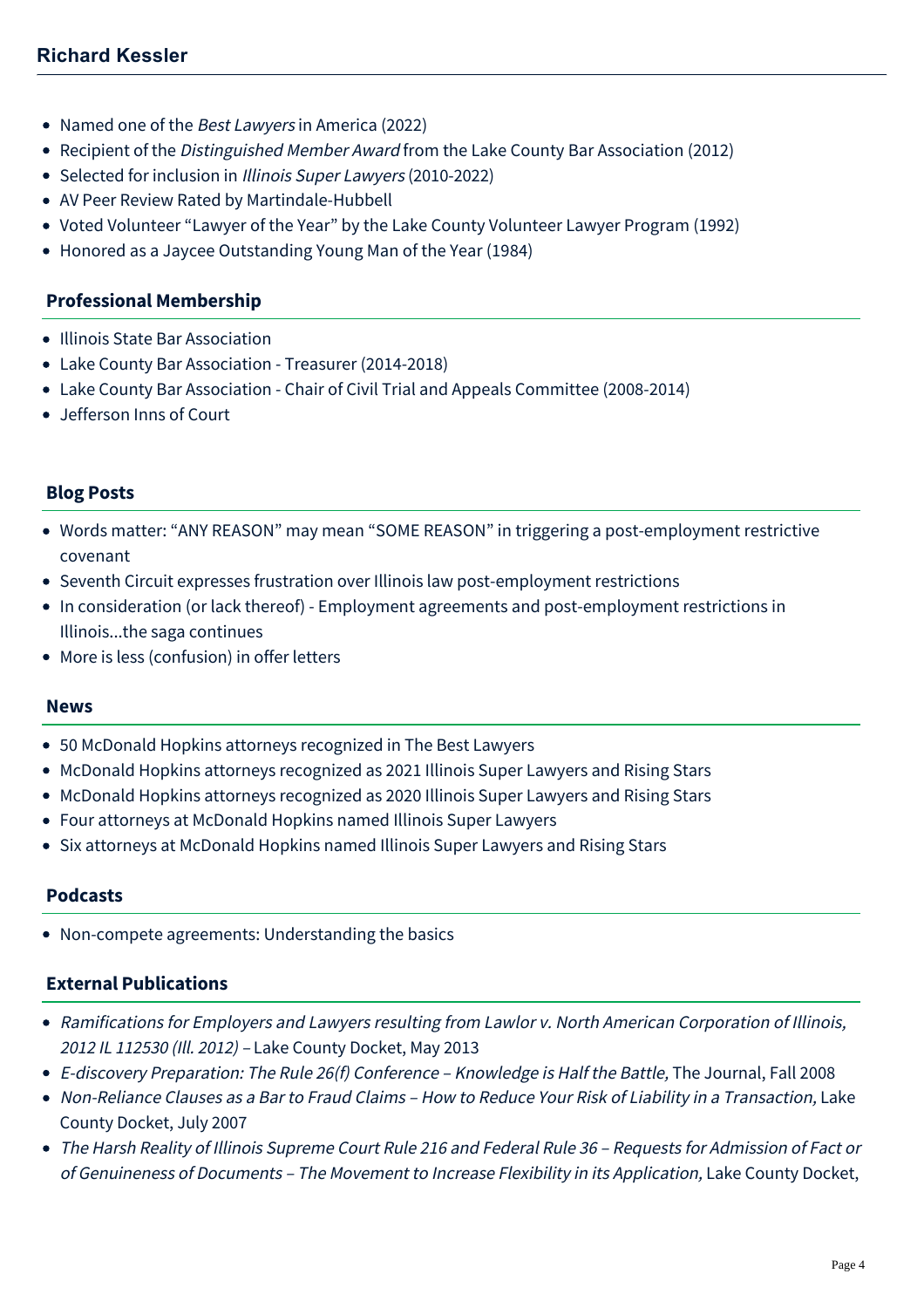- Named one of the *Best Lawyers* in America (2022)
- Recipient of the *Distinguished Member Award* from the Lake County Bar Association (2012)
- Selected for inclusion in *Illinois Super Lawyers* (2010-2022)
- AV Peer Review Rated by Martindale-Hubbell
- Voted Volunteer "Lawyer of the Year" by the Lake County Volunteer Lawyer Program (1992)
- Honored as a Jaycee Outstanding Young Man of the Year (1984)

## Professional Membership

- Illinois State Bar Association
- Lake County Bar Association - Treasurer (2014-2018)
- Lake County Bar Association - Chair of Civil Trial and Appeals Committee (2008-2014)
- Jefferson Inns of Court

## Blog Posts

- Words matter: "ANY REASON" may mean "SOME REASON" in triggering a post-employment restrictive covenant
- Seventh Circuit expresses frustration over Illinois law post-employment restrictions
- In consideration (or lack thereof) - Employment agreements and post-employment restrictions in Illinois...the saga continues
- More is less (confusion) in offer letters

## News

- 50 McDonald Hopkins attorneys recognized in The Best Lawyers
- McDonald Hopkins attorneys recognized as 2021 Illinois Super Lawyers and Rising Stars
- McDonald Hopkins attorneys recognized as 2020 Illinois Super Lawyers and Rising Stars
- Four attorneys at McDonald Hopkins named Illinois Super Lawyers
- Six attorneys at McDonald Hopkins named Illinois Super Lawyers and Rising Stars

## Podcasts

- Non-compete agreements: Understanding the basics

## External Publications

- *Ramifications for Employers and Lawyers resulting from Lawlor v. North American Corporation of Illinois, 2012 IL 112530 (Ill. 2012) –* Lake County Docket, May 2013
- *E-discovery Preparation: The Rule 26(f) Conference – Knowledge is Half the Battle,* The Journal, Fall 2008
- *Non-Reliance Clauses as a Bar to Fraud Claims – How to Reduce Your Risk of Liability in a Transaction,* Lake County Docket, July 2007
- *The Harsh Reality of Illinois Supreme Court Rule 216 and Federal Rule 36 – Requests for Admission of Fact or of Genuineness of Documents – The Movement to Increase Flexibility in its Application,* Lake County Docket,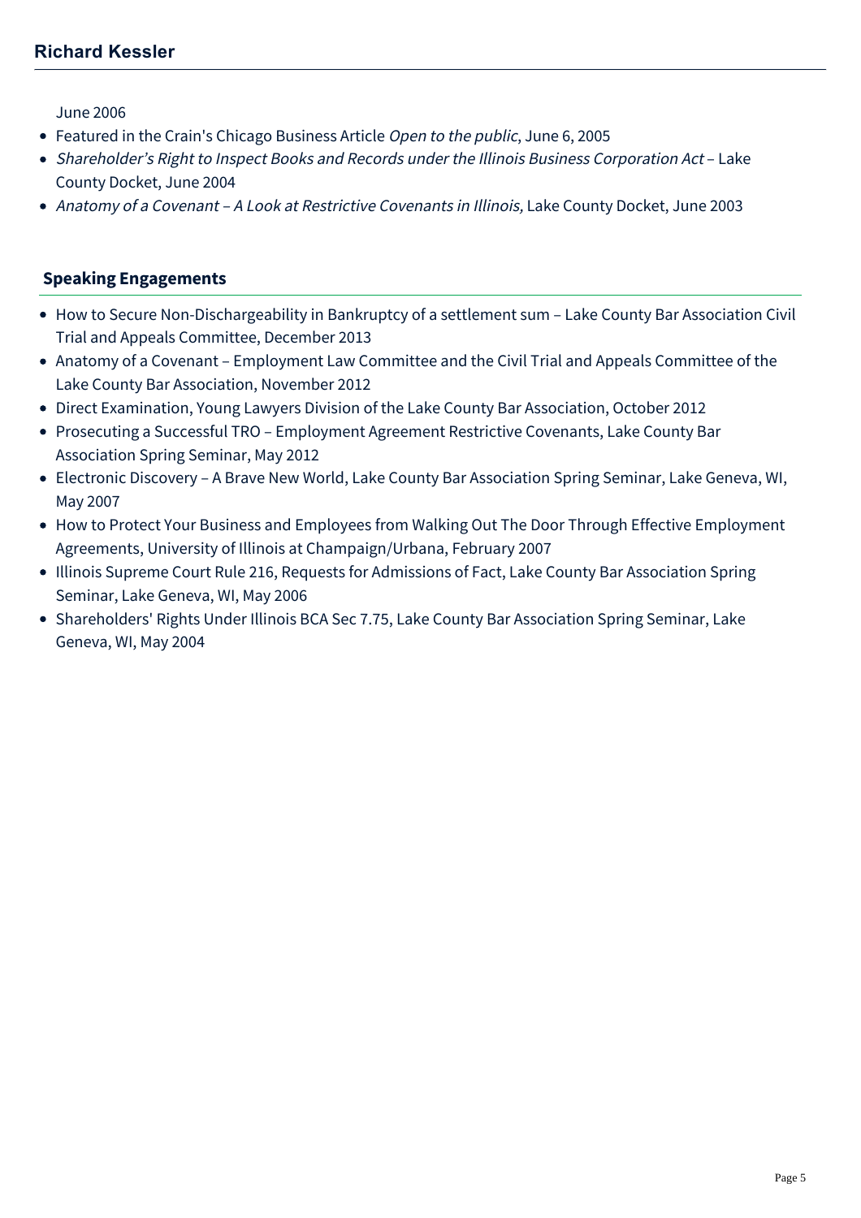June 2006

- Featured in the Crain's Chicago Business Article *Open to the public*, June 6, 2005
- *Shareholder's Right to Inspect Books and Records under the Illinois Business Corporation Act* – Lake County Docket, June 2004
- *Anatomy of a Covenant – A Look at Restrictive Covenants in Illinois,* Lake County Docket, June 2003

## Speaking Engagements

- How to Secure Non-Dischargeability in Bankruptcy of a settlement sum – Lake County Bar Association Civil Trial and Appeals Committee, December 2013
- Anatomy of a Covenant – Employment Law Committee and the Civil Trial and Appeals Committee of the Lake County Bar Association, November 2012
- Direct Examination, Young Lawyers Division of the Lake County Bar Association, October 2012
- Prosecuting a Successful TRO – Employment Agreement Restrictive Covenants, Lake County Bar Association Spring Seminar, May 2012
- Electronic Discovery – A Brave New World, Lake County Bar Association Spring Seminar, Lake Geneva, WI, May 2007
- How to Protect Your Business and Employees from Walking Out The Door Through Effective Employment Agreements, University of Illinois at Champaign/Urbana, February 2007
- Illinois Supreme Court Rule 216, Requests for Admissions of Fact, Lake County Bar Association Spring Seminar, Lake Geneva, WI, May 2006
- Shareholders' Rights Under Illinois BCA Sec 7.75, Lake County Bar Association Spring Seminar, Lake Geneva, WI, May 2004